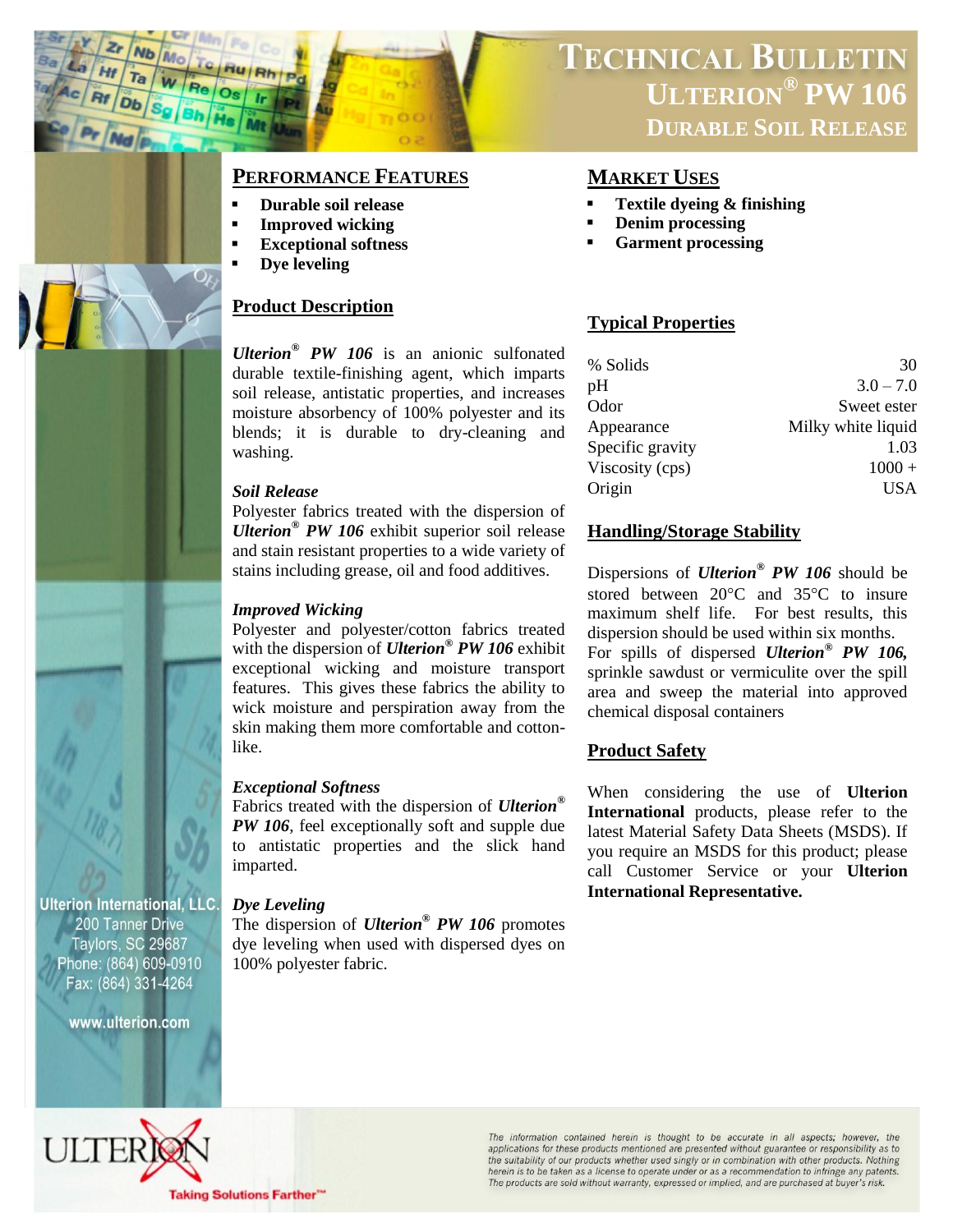# TECHNICAL BULLETIN
## ULTERION® PW 106
### DURABLE SOIL RELEASE

## PERFORMANCE FEATURES

- **Durable soil release**
- **Improved wicking**
- **Exceptional softness**
- **Dye leveling**

## Product Description

***Ulterion® PW 106*** is an anionic sulfonated durable textile-finishing agent, which imparts soil release, antistatic properties, and increases moisture absorbency of 100% polyester and its blends; it is durable to dry-cleaning and washing.

### *Soil Release*

Polyester fabrics treated with the dispersion of ***Ulterion® PW 106*** exhibit superior soil release and stain resistant properties to a wide variety of stains including grease, oil and food additives.

### *Improved Wicking*

Polyester and polyester/cotton fabrics treated with the dispersion of ***Ulterion® PW 106*** exhibit exceptional wicking and moisture transport features. This gives these fabrics the ability to wick moisture and perspiration away from the skin making them more comfortable and cotton-like.

### *Exceptional Softness*

Fabrics treated with the dispersion of ***Ulterion® PW 106***, feel exceptionally soft and supple due to antistatic properties and the slick hand imparted.

### *Dye Leveling*

The dispersion of ***Ulterion® PW 106*** promotes dye leveling when used with dispersed dyes on 100% polyester fabric.

## MARKET USES

- **Textile dyeing & finishing**
- **Denim processing**
- **Garment processing**

## Typical Properties

| Property | Value |
|---|---|
| % Solids | 30 |
| pH | 3.0 – 7.0 |
| Odor | Sweet ester |
| Appearance | Milky white liquid |
| Specific gravity | 1.03 |
| Viscosity (cps) | 1000 + |
| Origin | USA |

## Handling/Storage Stability

Dispersions of ***Ulterion® PW 106*** should be stored between 20°C and 35°C to insure maximum shelf life. For best results, this dispersion should be used within six months. For spills of dispersed ***Ulterion® PW 106,*** sprinkle sawdust or vermiculite over the spill area and sweep the material into approved chemical disposal containers

## Product Safety

When considering the use of **Ulterion International** products, please refer to the latest Material Safety Data Sheets (MSDS). If you require an MSDS for this product; please call Customer Service or your **Ulterion International Representative.**

**Ulterion International, LLC.**
200 Tanner Drive
Taylors, SC 29687
Phone: (864) 609-0910
Fax: (864) 331-4264

**www.ulterion.com**

ULTERION
Taking Solutions Farther™

*The information contained herein is thought to be accurate in all aspects; however, the applications for these products mentioned are presented without guarantee or responsibility as to the suitability of our products whether used singly or in combination with other products. Nothing herein is to be taken as a license to operate under or as a recommendation to infringe any patents. The products are sold without warranty, expressed or implied, and are purchased at buyer's risk.*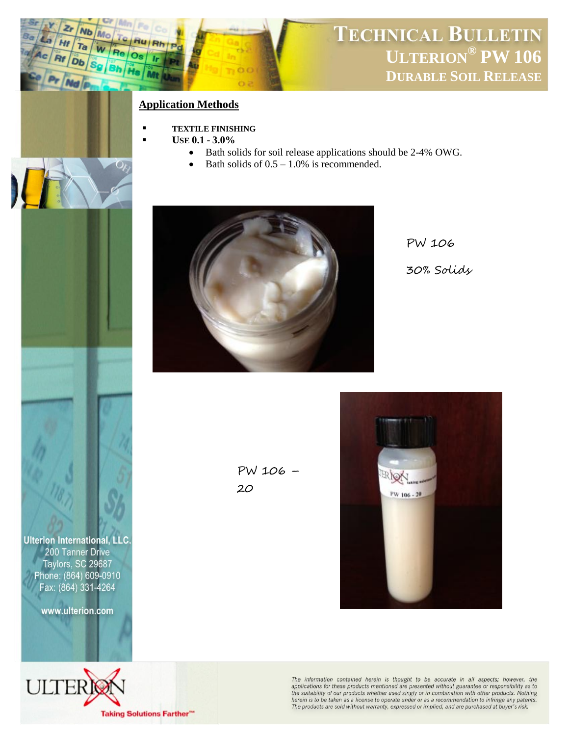# TECHNICAL BULLETIN

## ULTERION® PW 106

### DURABLE SOIL RELEASE

**Application Methods**

- **TEXTILE FINISHING**
- **USE 0.1 - 3.0%**
  - Bath solids for soil release applications should be 2-4% OWG.
  - Bath solids of 0.5 – 1.0% is recommended.

PW 106

30% Solids

PW 106 – 20

Ulterion International, LLC.
200 Tanner Drive
Taylors, SC 29687
Phone: (864) 609-0910
Fax: (864) 331-4264

www.ulterion.com

ULTERION
Taking Solutions Farther™

*The information contained herein is thought to be accurate in all aspects; however, the applications for these products mentioned are presented without guarantee or responsibility as to the suitability of our products whether used singly or in combination with other products. Nothing herein is to be taken as a license to operate under or as a recommendation to infringe any patents. The products are sold without warranty, expressed or implied, and are purchased at buyer's risk.*